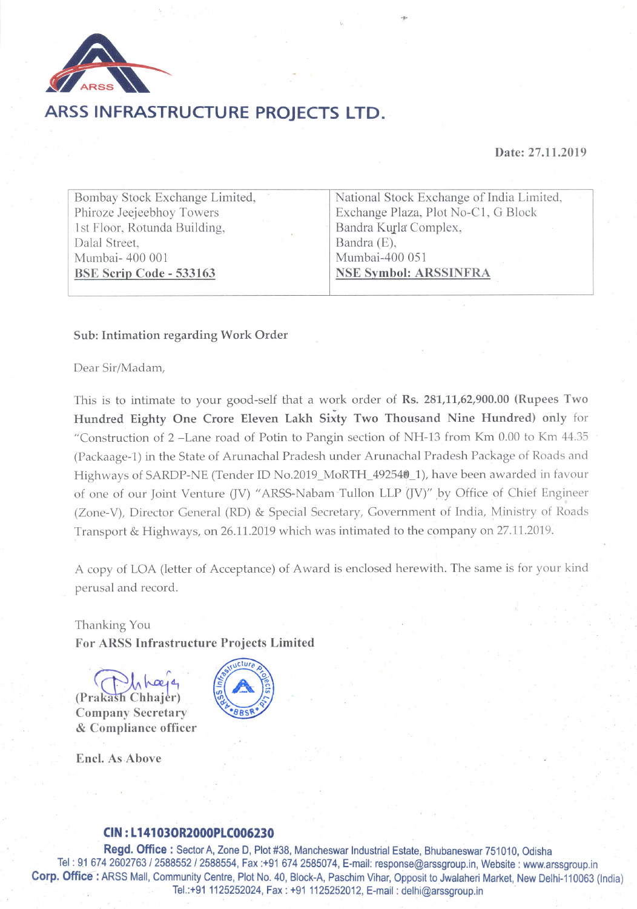# ARSS INFRASTRUCTURE PROJECTS LTD.

**Date: 27.11.2019**

| Bombay Stock Exchange Limited,<br>Phiroze Jeejeebhoy Towers<br>1st Floor, Rotunda Building,<br>Dalal Street,<br>Mumbai- 400 001<br>**BSE Scrip Code - 533163** | National Stock Exchange of India Limited,<br>Exchange Plaza, Plot No-C1, G Block<br>Bandra Kurla Complex,<br>Bandra (E),<br>Mumbai-400 051<br>**NSE Symbol: ARSSINFRA** |
|---|---|

**Sub: Intimation regarding Work Order**

Dear Sir/Madam,

This is to intimate to your good-self that a work order of **Rs. 281,11,62,900.00 (Rupees Two Hundred Eighty One Crore Eleven Lakh Sixty Two Thousand Nine Hundred) only** for "Construction of 2 –Lane road of Potin to Pangin section of NH-13 from Km 0.00 to Km 44.35 (Packaage-1) in the State of Arunachal Pradesh under Arunachal Pradesh Package of Roads and Highways of SARDP-NE (Tender ID No.2019_MoRTH_492540_1), have been awarded in favour of one of our Joint Venture (JV) "ARSS-Nabam Tullon LLP (JV)" by Office of Chief Engineer (Zone-V), Director General (RD) & Special Secretary, Government of India, Ministry of Roads Transport & Highways, on 26.11.2019 which was intimated to the company on 27.11.2019.

A copy of LOA (letter of Acceptance) of Award is enclosed herewith. The same is for your kind perusal and record.

Thanking You

**For ARSS Infrastructure Projects Limited**

**(Prakash Chhajer)**
**Company Secretary**
**& Compliance officer**

**Encl. As Above**

**CIN : L14103OR2000PLC006230**

**Regd. Office :** Sector A, Zone D, Plot #38, Mancheswar Industrial Estate, Bhubaneswar 751010, Odisha
Tel : 91 674 2602763 / 2588552 / 2588554, Fax :+91 674 2585074, E-mail: response@arssgroup.in, Website : www.arssgroup.in
**Corp. Office :** ARSS Mall, Community Centre, Plot No. 40, Block-A, Paschim Vihar, Opposit to Jwalaheri Market, New Delhi-110063 (India)
Tel.:+91 1125252024, Fax : +91 1125252012, E-mail : delhi@arssgroup.in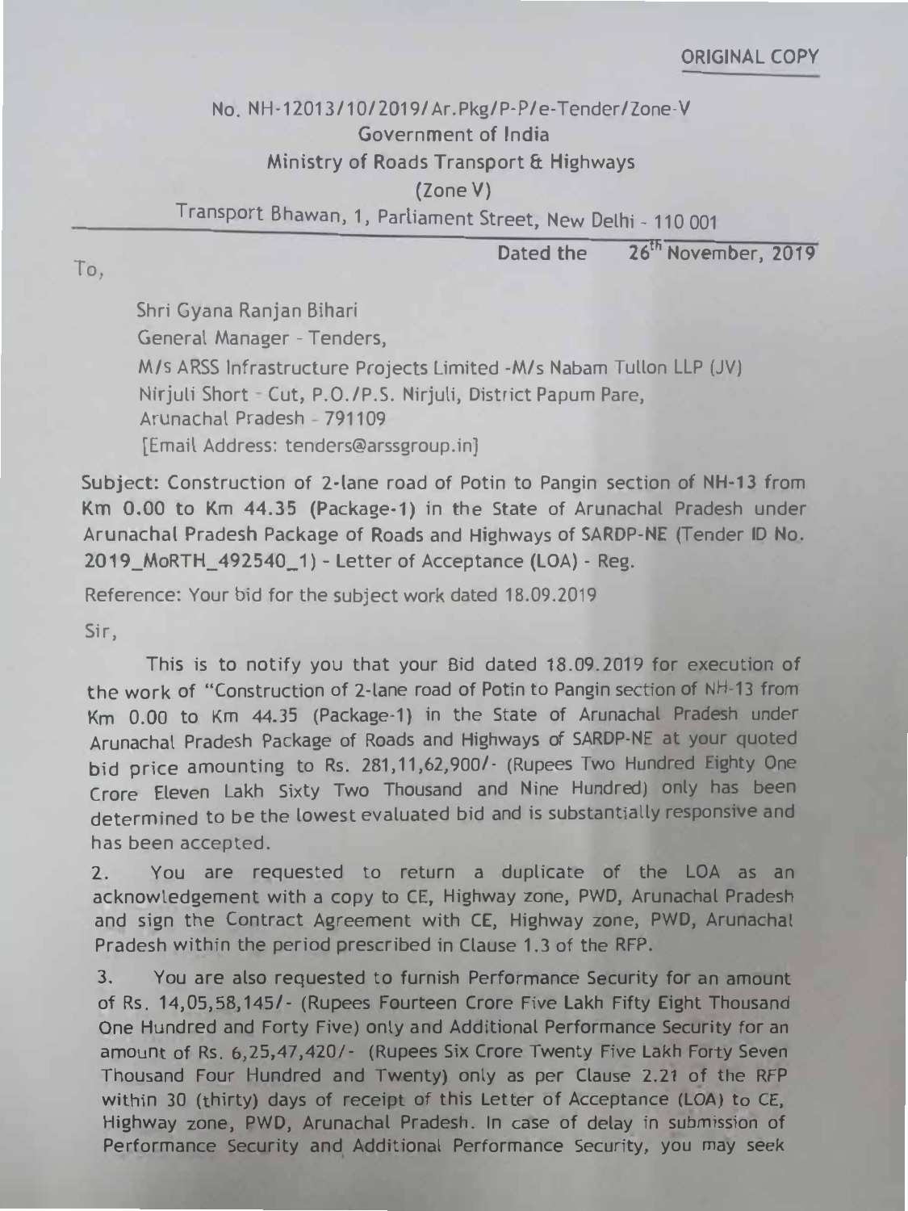ORIGINAL COPY

No. NH-12013/10/2019/Ar.Pkg/P-P/e-Tender/Zone-V
Government of India
Ministry of Roads Transport & Highways
(Zone V)
Transport Bhawan, 1, Parliament Street, New Delhi - 110 001

Dated the 26th November, 2019

To,

Shri Gyana Ranjan Bihari
General Manager - Tenders,
M/s ARSS Infrastructure Projects Limited -M/s Nabam Tullon LLP (JV)
Nirjuli Short - Cut, P.O./P.S. Nirjuli, District Papum Pare,
Arunachal Pradesh - 791109
[Email Address: tenders@arssgroup.in]

**Subject: Construction of 2-lane road of Potin to Pangin section of NH-13 from Km 0.00 to Km 44.35 (Package-1) in the State of Arunachal Pradesh under Arunachal Pradesh Package of Roads and Highways of SARDP-NE (Tender ID No. 2019_MoRTH_492540_1) - Letter of Acceptance (LOA) - Reg.**

Reference: Your bid for the subject work dated 18.09.2019

Sir,

This is to notify you that your Bid dated 18.09.2019 for execution of the work of "Construction of 2-lane road of Potin to Pangin section of NH-13 from Km 0.00 to Km 44.35 (Package-1) in the State of Arunachal Pradesh under Arunachal Pradesh Package of Roads and Highways of SARDP-NE at your quoted bid price amounting to Rs. 281,11,62,900/- (Rupees Two Hundred Eighty One Crore Eleven Lakh Sixty Two Thousand and Nine Hundred) only has been determined to be the lowest evaluated bid and is substantially responsive and has been accepted.

2. You are requested to return a duplicate of the LOA as an acknowledgement with a copy to CE, Highway zone, PWD, Arunachal Pradesh and sign the Contract Agreement with CE, Highway zone, PWD, Arunachal Pradesh within the period prescribed in Clause 1.3 of the RFP.

3. You are also requested to furnish Performance Security for an amount of Rs. 14,05,58,145/- (Rupees Fourteen Crore Five Lakh Fifty Eight Thousand One Hundred and Forty Five) only and Additional Performance Security for an amount of Rs. 6,25,47,420/- (Rupees Six Crore Twenty Five Lakh Forty Seven Thousand Four Hundred and Twenty) only as per Clause 2.21 of the RFP within 30 (thirty) days of receipt of this Letter of Acceptance (LOA) to CE, Highway zone, PWD, Arunachal Pradesh. In case of delay in submission of Performance Security and Additional Performance Security, you may seek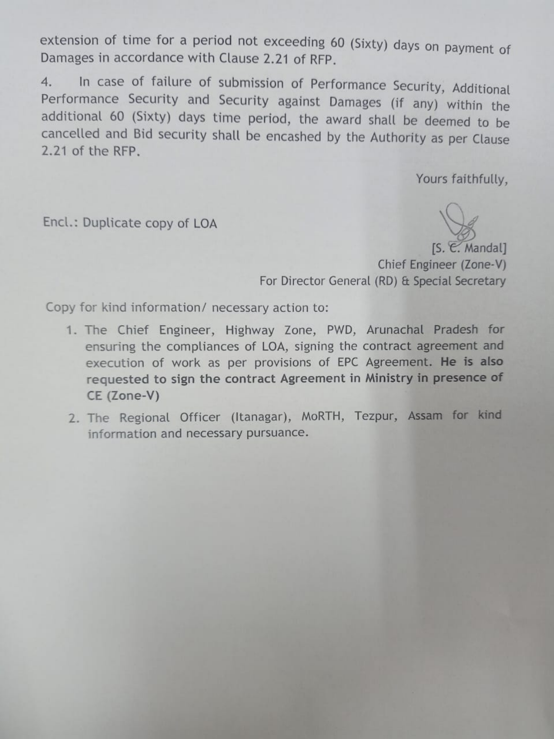extension of time for a period not exceeding 60 (Sixty) days on payment of Damages in accordance with Clause 2.21 of RFP.

4. In case of failure of submission of Performance Security, Additional Performance Security and Security against Damages (if any) within the additional 60 (Sixty) days time period, the award shall be deemed to be cancelled and Bid security shall be encashed by the Authority as per Clause 2.21 of the RFP.

Yours faithfully,

Encl.: Duplicate copy of LOA

[S. C. Mandal]
Chief Engineer (Zone-V)
For Director General (RD) & Special Secretary

Copy for kind information/ necessary action to:

1. The Chief Engineer, Highway Zone, PWD, Arunachal Pradesh for ensuring the compliances of LOA, signing the contract agreement and execution of work as per provisions of EPC Agreement. **He is also requested to sign the contract Agreement in Ministry in presence of CE (Zone-V)**
2. The Regional Officer (Itanagar), MoRTH, Tezpur, Assam for kind information and necessary pursuance.